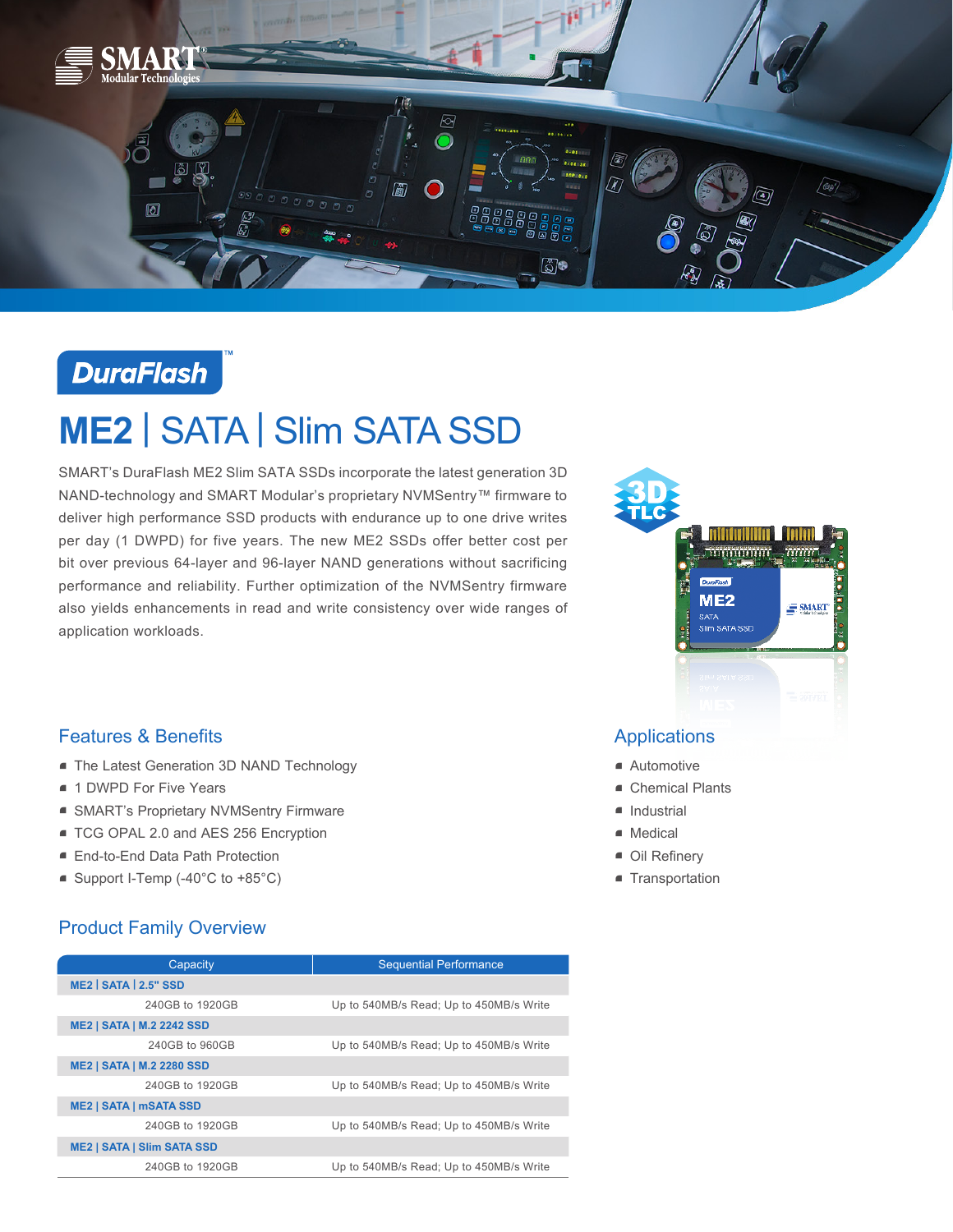DuraFlash™

# ME2 | SATA | Slim SATA SSD

SMART's DuraFlash ME2 Slim SATA SSDs incorporate the latest generation 3D NAND-technology and SMART Modular's proprietary NVMSentry™ firmware to deliver high performance SSD products with endurance up to one drive writes per day (1 DWPD) for five years. The new ME2 SSDs offer better cost per bit over previous 64-layer and 96-layer NAND generations without sacrificing performance and reliability. Further optimization of the NVMSentry firmware also yields enhancements in read and write consistency over wide ranges of application workloads.

## Features & Benefits

- The Latest Generation 3D NAND Technology
- 1 DWPD For Five Years
- SMART's Proprietary NVMSentry Firmware
- TCG OPAL 2.0 and AES 256 Encryption
- End-to-End Data Path Protection
- Support I-Temp (-40°C to +85°C)

## Applications

- Automotive
- Chemical Plants
- Industrial
- Medical
- Oil Refinery
- Transportation

## Product Family Overview

| Capacity | Sequential Performance |
|---|---|
| **ME2 \| SATA \| 2.5" SSD** | |
| 240GB to 1920GB | Up to 540MB/s Read; Up to 450MB/s Write |
| **ME2 \| SATA \| M.2 2242 SSD** | |
| 240GB to 960GB | Up to 540MB/s Read; Up to 450MB/s Write |
| **ME2 \| SATA \| M.2 2280 SSD** | |
| 240GB to 1920GB | Up to 540MB/s Read; Up to 450MB/s Write |
| **ME2 \| SATA \| mSATA SSD** | |
| 240GB to 1920GB | Up to 540MB/s Read; Up to 450MB/s Write |
| **ME2 \| SATA \| Slim SATA SSD** | |
| 240GB to 1920GB | Up to 540MB/s Read; Up to 450MB/s Write |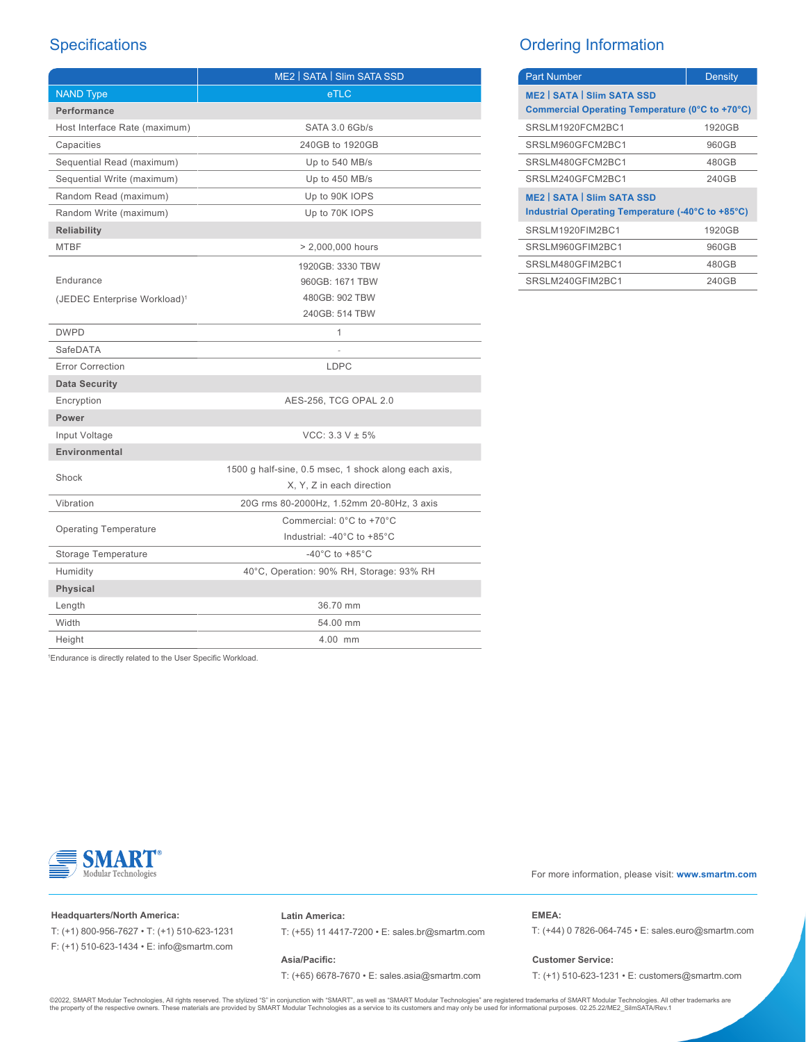## Specifications

| | ME2 \| SATA \| Slim SATA SSD |
|---|---|
| NAND Type | eTLC |
| **Performance** | |
| Host Interface Rate (maximum) | SATA 3.0 6Gb/s |
| Capacities | 240GB to 1920GB |
| Sequential Read (maximum) | Up to 540 MB/s |
| Sequential Write (maximum) | Up to 450 MB/s |
| Random Read (maximum) | Up to 90K IOPS |
| Random Write (maximum) | Up to 70K IOPS |
| **Reliability** | |
| MTBF | > 2,000,000 hours |
| Endurance (JEDEC Enterprise Workload)[1] | 1920GB: 3330 TBW<br>960GB: 1671 TBW<br>480GB: 902 TBW<br>240GB: 514 TBW |
| DWPD | 1 |
| SafeDATA | - |
| Error Correction | LDPC |
| **Data Security** | |
| Encryption | AES-256, TCG OPAL 2.0 |
| **Power** | |
| Input Voltage | VCC: 3.3 V ± 5% |
| **Environmental** | |
| Shock | 1500 g half-sine, 0.5 msec, 1 shock along each axis, X, Y, Z in each direction |
| Vibration | 20G rms 80-2000Hz, 1.52mm 20-80Hz, 3 axis |
| Operating Temperature | Commercial: 0°C to +70°C<br>Industrial: -40°C to +85°C |
| Storage Temperature | -40°C to +85°C |
| Humidity | 40°C, Operation: 90% RH, Storage: 93% RH |
| **Physical** | |
| Length | 36.70 mm |
| Width | 54.00 mm |
| Height | 4.00 mm |

[1]Endurance is directly related to the User Specific Workload.

## Ordering Information

| Part Number | Density |
|---|---|
| **ME2 \| SATA \| Slim SATA SSD Commercial Operating Temperature (0°C to +70°C)** | |
| SRSLM1920FCM2BC1 | 1920GB |
| SRSLM960GFCM2BC1 | 960GB |
| SRSLM480GFCM2BC1 | 480GB |
| SRSLM240GFCM2BC1 | 240GB |
| **ME2 \| SATA \| Slim SATA SSD Industrial Operating Temperature (-40°C to +85°C)** | |
| SRSLM1920FIM2BC1 | 1920GB |
| SRSLM960GFIM2BC1 | 960GB |
| SRSLM480GFIM2BC1 | 480GB |
| SRSLM240GFIM2BC1 | 240GB |

SMART® Modular Technologies

For more information, please visit: **www.smartm.com**

**Headquarters/North America:**
T: (+1) 800-956-7627 • T: (+1) 510-623-1231
F: (+1) 510-623-1434 • E: info@smartm.com

**Latin America:**
T: (+55) 11 4417-7200 • E: sales.br@smartm.com

**Asia/Pacific:**
T: (+65) 6678-7670 • E: sales.asia@smartm.com

**EMEA:**
T: (+44) 0 7826-064-745 • E: sales.euro@smartm.com

**Customer Service:**
T: (+1) 510-623-1231 • E: customers@smartm.com

©2022, SMART Modular Technologies, All rights reserved. The stylized "S" in conjunction with "SMART", as well as "SMART Modular Technologies" are registered trademarks of SMART Modular Technologies. All other trademarks are the property of the respective owners. These materials are provided by SMART Modular Technologies as a service to its customers and may only be used for informational purposes. 02.25.22/ME2_SlimSATA/Rev.1